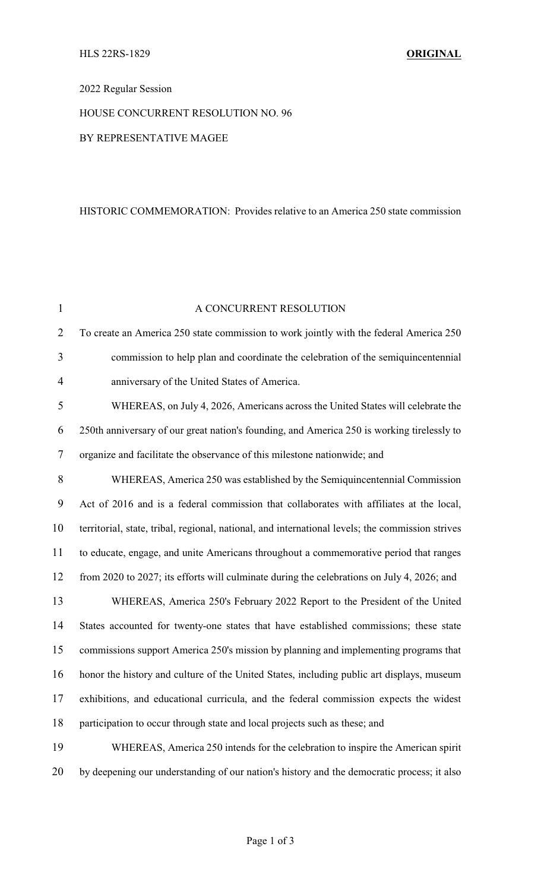HLS 22RS-1829 **ORIGINAL**

2022 Regular Session

HOUSE CONCURRENT RESOLUTION NO. 96

BY REPRESENTATIVE MAGEE

HISTORIC COMMEMORATION: Provides relative to an America 250 state commission

A CONCURRENT RESOLUTION

To create an America 250 state commission to work jointly with the federal America 250 commission to help plan and coordinate the celebration of the semiquincentennial anniversary of the United States of America.

WHEREAS, on July 4, 2026, Americans across the United States will celebrate the 250th anniversary of our great nation's founding, and America 250 is working tirelessly to organize and facilitate the observance of this milestone nationwide; and

WHEREAS, America 250 was established by the Semiquincentennial Commission Act of 2016 and is a federal commission that collaborates with affiliates at the local, territorial, state, tribal, regional, national, and international levels; the commission strives to educate, engage, and unite Americans throughout a commemorative period that ranges from 2020 to 2027; its efforts will culminate during the celebrations on July 4, 2026; and

WHEREAS, America 250's February 2022 Report to the President of the United States accounted for twenty-one states that have established commissions; these state commissions support America 250's mission by planning and implementing programs that honor the history and culture of the United States, including public art displays, museum exhibitions, and educational curricula, and the federal commission expects the widest participation to occur through state and local projects such as these; and

WHEREAS, America 250 intends for the celebration to inspire the American spirit by deepening our understanding of our nation's history and the democratic process; it also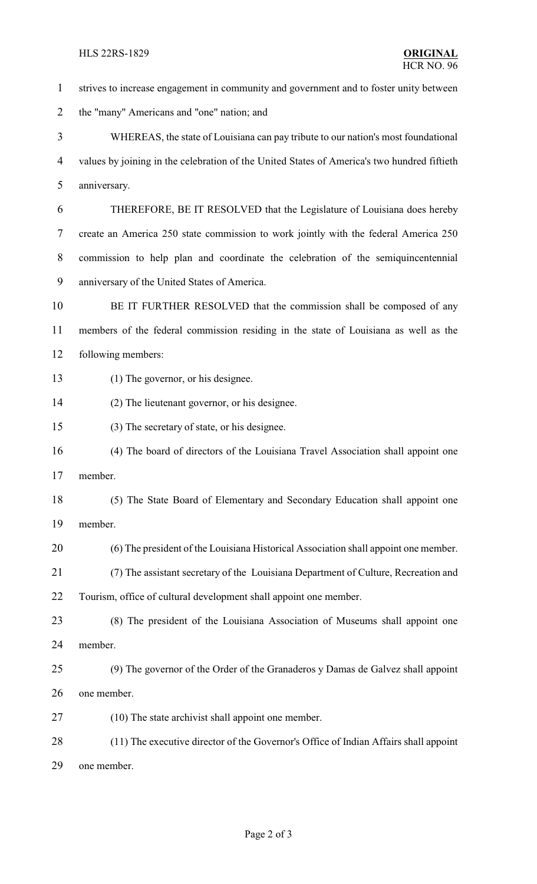strives to increase engagement in community and government and to foster unity between the "many" Americans and "one" nation; and

WHEREAS, the state of Louisiana can pay tribute to our nation's most foundational values by joining in the celebration of the United States of America's two hundred fiftieth anniversary.

THEREFORE, BE IT RESOLVED that the Legislature of Louisiana does hereby create an America 250 state commission to work jointly with the federal America 250 commission to help plan and coordinate the celebration of the semiquincentennial anniversary of the United States of America.

BE IT FURTHER RESOLVED that the commission shall be composed of any members of the federal commission residing in the state of Louisiana as well as the following members:

(1) The governor, or his designee.

(2) The lieutenant governor, or his designee.

(3) The secretary of state, or his designee.

(4) The board of directors of the Louisiana Travel Association shall appoint one member.

(5) The State Board of Elementary and Secondary Education shall appoint one member.

(6) The president of the Louisiana Historical Association shall appoint one member.

(7) The assistant secretary of the Louisiana Department of Culture, Recreation and Tourism, office of cultural development shall appoint one member.

(8) The president of the Louisiana Association of Museums shall appoint one member.

(9) The governor of the Order of the Granaderos y Damas de Galvez shall appoint one member.

(10) The state archivist shall appoint one member.

(11) The executive director of the Governor's Office of Indian Affairs shall appoint one member.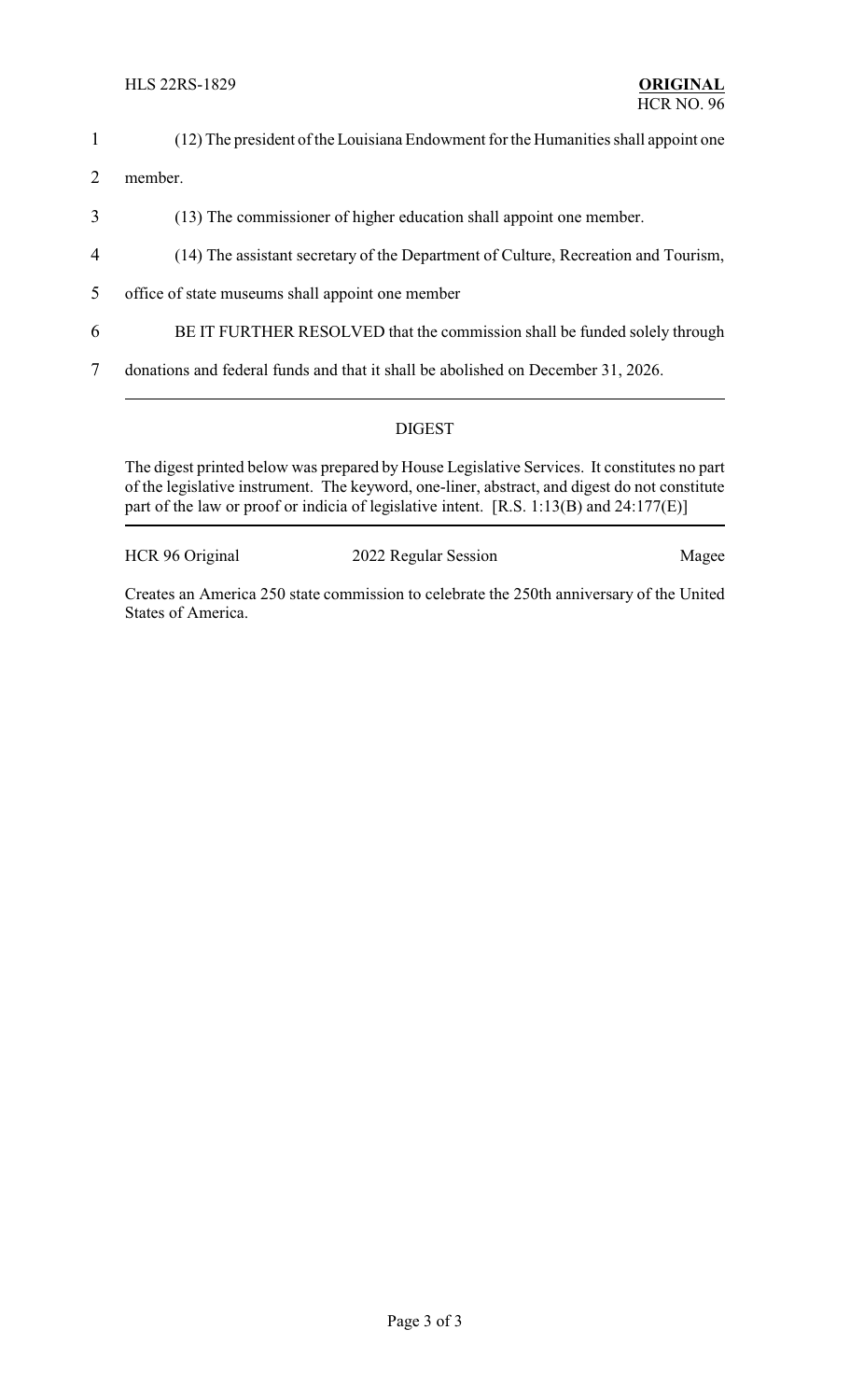(12) The president of the Louisiana Endowment for the Humanities shall appoint one member.

(13) The commissioner of higher education shall appoint one member.

(14) The assistant secretary of the Department of Culture, Recreation and Tourism, office of state museums shall appoint one member

BE IT FURTHER RESOLVED that the commission shall be funded solely through donations and federal funds and that it shall be abolished on December 31, 2026.

---

## DIGEST

The digest printed below was prepared by House Legislative Services. It constitutes no part of the legislative instrument. The keyword, one-liner, abstract, and digest do not constitute part of the law or proof or indicia of legislative intent. [R.S. 1:13(B) and 24:177(E)]

| | | |
|---|---|---|
| HCR 96 Original | 2022 Regular Session | Magee |

Creates an America 250 state commission to celebrate the 250th anniversary of the United States of America.